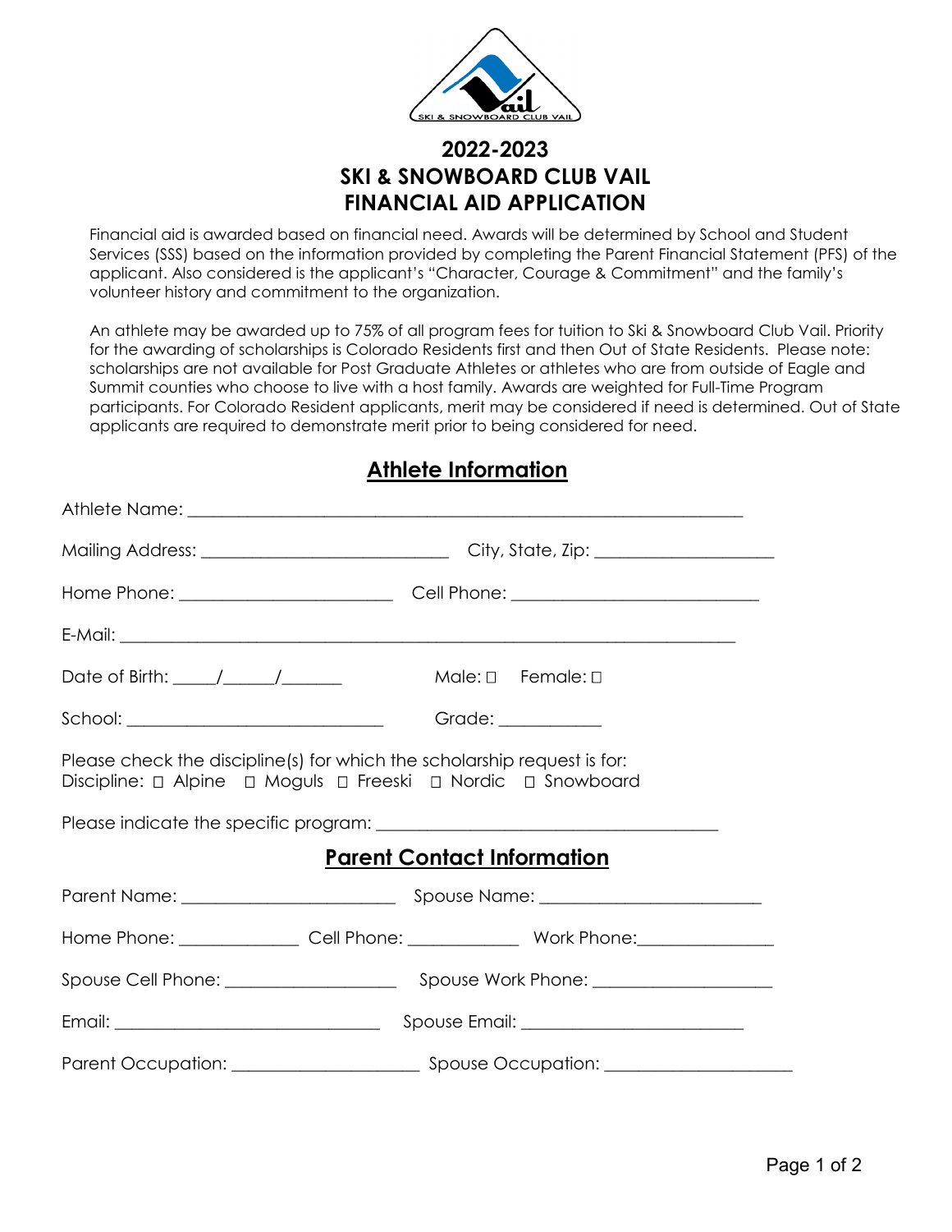# 2022-2023
# SKI & SNOWBOARD CLUB VAIL
# FINANCIAL AID APPLICATION

Financial aid is awarded based on financial need. Awards will be determined by School and Student Services (SSS) based on the information provided by completing the Parent Financial Statement (PFS) of the applicant. Also considered is the applicant's "Character, Courage & Commitment" and the family's volunteer history and commitment to the organization.

An athlete may be awarded up to 75% of all program fees for tuition to Ski & Snowboard Club Vail. Priority for the awarding of scholarships is Colorado Residents first and then Out of State Residents. Please note: scholarships are not available for Post Graduate Athletes or athletes who are from outside of Eagle and Summit counties who choose to live with a host family. Awards are weighted for Full-Time Program participants. For Colorado Resident applicants, merit may be considered if need is determined. Out of State applicants are required to demonstrate merit prior to being considered for need.

## Athlete Information

Athlete Name: ____________________________________________________________

Mailing Address: ____________________________ City, State, Zip: ____________________

Home Phone: ________________________ Cell Phone: ____________________________

E-Mail: ______________________________________________________________________

Date of Birth: _____/______/_______ Male: ☐ Female: ☐

School: _____________________________ Grade: ___________

Please check the discipline(s) for which the scholarship request is for:
Discipline: ☐ Alpine ☐ Moguls ☐ Freeski ☐ Nordic ☐ Snowboard

Please indicate the specific program: ______________________________________

## Parent Contact Information

Parent Name: ________________________ Spouse Name: _________________________

Home Phone: _____________ Cell Phone: ____________ Work Phone:_______________

Spouse Cell Phone: ___________________ Spouse Work Phone: ___________________

Email: ______________________________ Spouse Email: ________________________

Parent Occupation: _____________________ Spouse Occupation: _____________________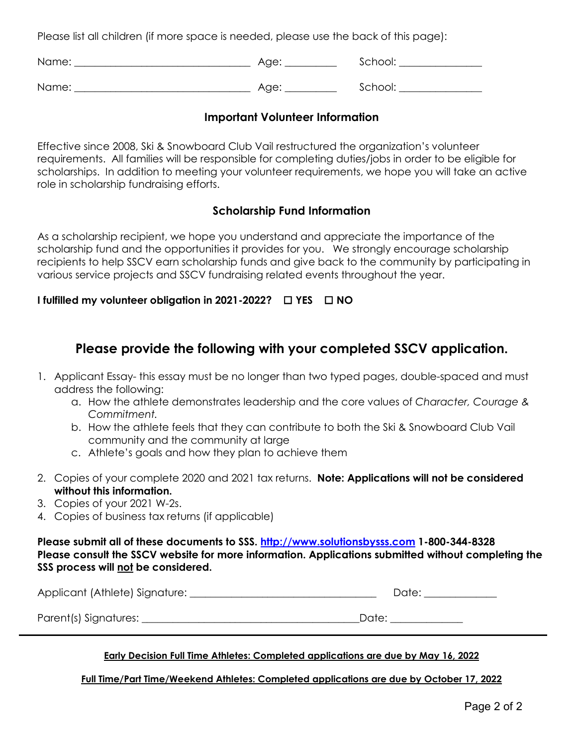Please list all children (if more space is needed, please use the back of this page):

Name: ________________________________ Age: _________ School: _______________

Name: ________________________________ Age: _________ School: _______________

### Important Volunteer Information

Effective since 2008, Ski & Snowboard Club Vail restructured the organization's volunteer requirements. All families will be responsible for completing duties/jobs in order to be eligible for scholarships. In addition to meeting your volunteer requirements, we hope you will take an active role in scholarship fundraising efforts.

### Scholarship Fund Information

As a scholarship recipient, we hope you understand and appreciate the importance of the scholarship fund and the opportunities it provides for you. We strongly encourage scholarship recipients to help SSCV earn scholarship funds and give back to the community by participating in various service projects and SSCV fundraising related events throughout the year.

**I fulfilled my volunteer obligation in 2021-2022? ☐ YES ☐ NO**

## Please provide the following with your completed SSCV application.

1. Applicant Essay- this essay must be no longer than two typed pages, double-spaced and must address the following:
   a. How the athlete demonstrates leadership and the core values of *Character, Courage & Commitment.*
   b. How the athlete feels that they can contribute to both the Ski & Snowboard Club Vail community and the community at large
   c. Athlete's goals and how they plan to achieve them
2. Copies of your complete 2020 and 2021 tax returns. **Note: Applications will not be considered without this information.**
3. Copies of your 2021 W-2s.
4. Copies of business tax returns (if applicable)

**Please submit all of these documents to SSS. http://www.solutionsbysss.com 1-800-344-8328**
**Please consult the SSCV website for more information. Applications submitted without completing the SSS process will not be considered.**

Applicant (Athlete) Signature: ___________________________________ Date: _____________

Parent(s) Signatures: ________________________________________ Date: _____________

**Early Decision Full Time Athletes: Completed applications are due by May 16, 2022**

**Full Time/Part Time/Weekend Athletes: Completed applications are due by October 17, 2022**